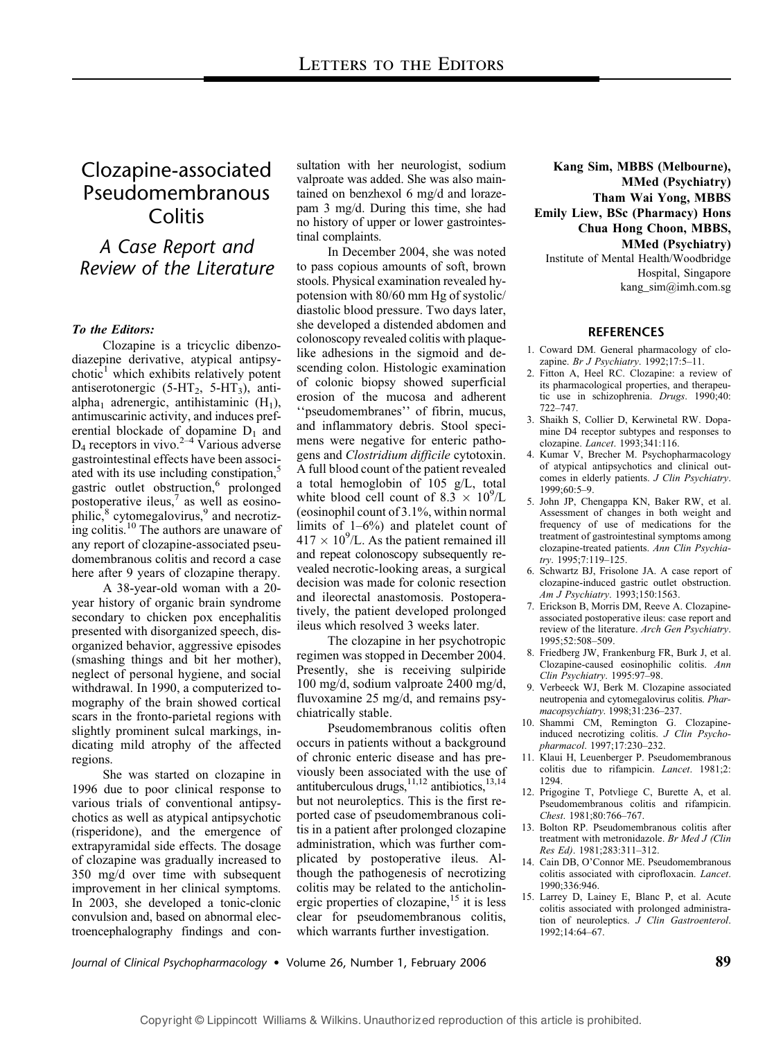# Clozapine-associated Pseudomembranous Colitis

## *A Case Report and Review of the Literature*

***To the Editors:***

Clozapine is a tricyclic dibenzodiazepine derivative, atypical antipsychotic[1] which exhibits relatively potent antiserotonergic ($5\text{-}HT_2$, $5\text{-}HT_3$), anti-$\alpha_1$ adrenergic, antihistaminic ($H_1$), antimuscarinic activity, and induces preferential blockade of dopamine $D_1$ and $D_4$ receptors in vivo.[2–4] Various adverse gastrointestinal effects have been associated with its use including constipation,[5] gastric outlet obstruction,[6] prolonged postoperative ileus,[7] as well as eosinophilic,[8] cytomegalovirus,[9] and necrotizing colitis.[10] The authors are unaware of any report of clozapine-associated pseudomembranous colitis and record a case here after 9 years of clozapine therapy.

A 38-year-old woman with a 20-year history of organic brain syndrome secondary to chicken pox encephalitis presented with disorganized speech, disorganized behavior, aggressive episodes (smashing things and bit her mother), neglect of personal hygiene, and social withdrawal. In 1990, a computerized tomography of the brain showed cortical scars in the fronto-parietal regions with slightly prominent sulcal markings, indicating mild atrophy of the affected regions.

She was started on clozapine in 1996 due to poor clinical response to various trials of conventional antipsychotics as well as atypical antipsychotic (risperidone), and the emergence of extrapyramidal side effects. The dosage of clozapine was gradually increased to 350 mg/d over time with subsequent improvement in her clinical symptoms. In 2003, she developed a tonic-clonic convulsion and, based on abnormal electroencephalography findings and consultation with her neurologist, sodium valproate was added. She was also maintained on benzhexol 6 mg/d and lorazepam 3 mg/d. During this time, she had no history of upper or lower gastrointestinal complaints.

In December 2004, she was noted to pass copious amounts of soft, brown stools. Physical examination revealed hypotension with 80/60 mm Hg of systolic/diastolic blood pressure. Two days later, she developed a distended abdomen and colonoscopy revealed colitis with plaque-like adhesions in the sigmoid and descending colon. Histologic examination of colonic biopsy showed superficial erosion of the mucosa and adherent ''pseudomembranes'' of fibrin, mucus, and inflammatory debris. Stool specimens were negative for enteric pathogens and *Clostridium difficile* cytotoxin. A full blood count of the patient revealed a total hemoglobin of 105 g/L, total white blood cell count of $8.3 \times 10^9$/L (eosinophil count of 3.1%, within normal limits of 1–6%) and platelet count of $417 \times 10^9$/L. As the patient remained ill and repeat colonoscopy subsequently revealed necrotic-looking areas, a surgical decision was made for colonic resection and ileorectal anastomosis. Postoperatively, the patient developed prolonged ileus which resolved 3 weeks later.

The clozapine in her psychotropic regimen was stopped in December 2004. Presently, she is receiving sulpiride 100 mg/d, sodium valproate 2400 mg/d, fluvoxamine 25 mg/d, and remains psychiatrically stable.

Pseudomembranous colitis often occurs in patients without a background of chronic enteric disease and has previously been associated with the use of antituberculous drugs,[11,12] antibiotics,[13,14] but not neuroleptics. This is the first reported case of pseudomembranous colitis in a patient after prolonged clozapine administration, which was further complicated by postoperative ileus. Although the pathogenesis of necrotizing colitis may be related to the anticholinergic properties of clozapine,[15] it is less clear for pseudomembranous colitis, which warrants further investigation.

**Kang Sim, MBBS (Melbourne), MMed (Psychiatry)**
**Tham Wai Yong, MBBS**
**Emily Liew, BSc (Pharmacy) Hons**
**Chua Hong Choon, MBBS, MMed (Psychiatry)**
Institute of Mental Health/Woodbridge Hospital, Singapore
kang_sim@imh.com.sg

## REFERENCES

1. Coward DM. General pharmacology of clozapine. *Br J Psychiatry*. 1992;17:5–11.
2. Fitton A, Heel RC. Clozapine: a review of its pharmacological properties, and therapeutic use in schizophrenia. *Drugs*. 1990;40: 722–747.
3. Shaikh S, Collier D, Kerwinetal RW. Dopamine D4 receptor subtypes and responses to clozapine. *Lancet*. 1993;341:116.
4. Kumar V, Brecher M. Psychopharmacology of atypical antipsychotics and clinical outcomes in elderly patients. *J Clin Psychiatry*. 1999;60:5–9.
5. John JP, Chengappa KN, Baker RW, et al. Assessment of changes in both weight and frequency of use of medications for the treatment of gastrointestinal symptoms among clozapine-treated patients. *Ann Clin Psychiatry*. 1995;7:119–125.
6. Schwartz BJ, Frisolone JA. A case report of clozapine-induced gastric outlet obstruction. *Am J Psychiatry*. 1993;150:1563.
7. Erickson B, Morris DM, Reeve A. Clozapine-associated postoperative ileus: case report and review of the literature. *Arch Gen Psychiatry*. 1995;52:508–509.
8. Friedberg JW, Frankenburg FR, Burk J, et al. Clozapine-caused eosinophilic colitis. *Ann Clin Psychiatry*. 1995:97–98.
9. Verbeeck WJ, Berk M. Clozapine associated neutropenia and cytomegalovirus colitis. *Pharmacopsychiatry*. 1998;31:236–237.
10. Shammi CM, Remington G. Clozapine-induced necrotizing colitis. *J Clin Psychopharmacol*. 1997;17:230–232.
11. Klaui H, Leuenberger P. Pseudomembranous colitis due to rifampicin. *Lancet*. 1981;2: 1294.
12. Prigogine T, Potvliege C, Burette A, et al. Pseudomembranous colitis and rifampicin. *Chest*. 1981;80:766–767.
13. Bolton RP. Pseudomembranous colitis after treatment with metronidazole. *Br Med J (Clin Res Ed)*. 1981;283:311–312.
14. Cain DB, O'Connor ME. Pseudomembranous colitis associated with ciprofloxacin. *Lancet*. 1990;336:946.
15. Larrey D, Lainey E, Blanc P, et al. Acute colitis associated with prolonged administration of neuroleptics. *J Clin Gastroenterol*. 1992;14:64–67.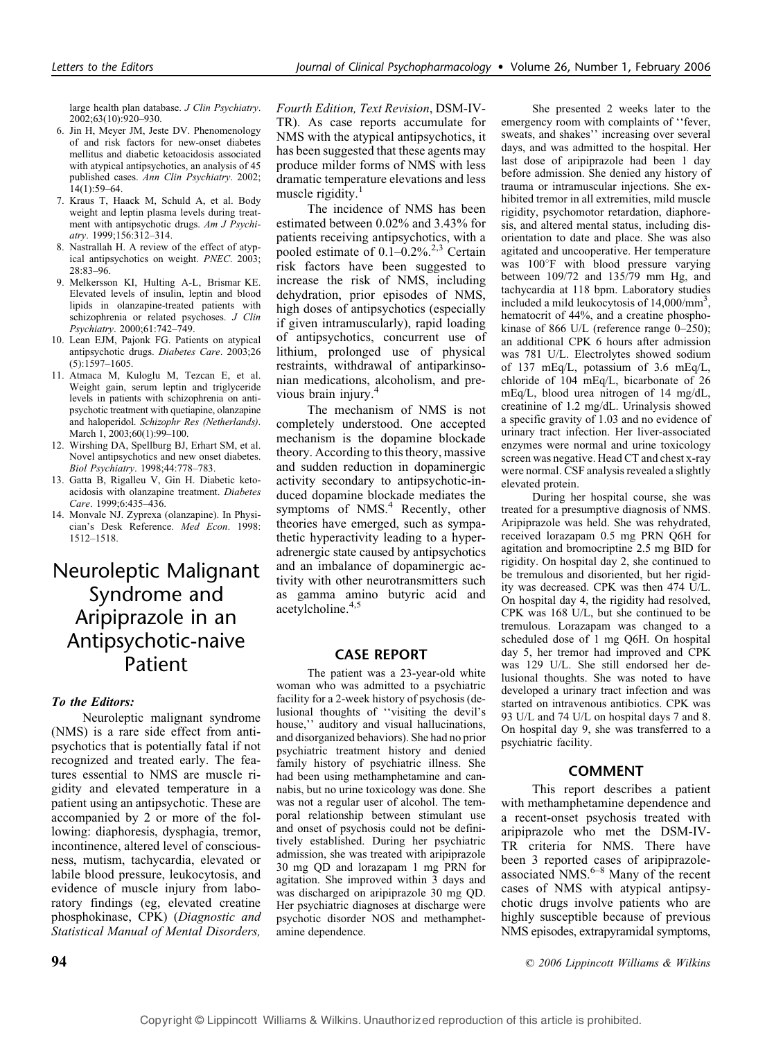large health plan database. *J Clin Psychiatry*. 2002;63(10):920–930.

6. Jin H, Meyer JM, Jeste DV. Phenomenology of and risk factors for new-onset diabetes mellitus and diabetic ketoacidosis associated with atypical antipsychotics, an analysis of 45 published cases. *Ann Clin Psychiatry*. 2002; 14(1):59–64.
7. Kraus T, Haack M, Schuld A, et al. Body weight and leptin plasma levels during treatment with antipsychotic drugs. *Am J Psychiatry*. 1999;156:312–314.
8. Nastrallah H. A review of the effect of atypical antipsychotics on weight. *PNEC*. 2003; 28:83–96.
9. Melkersson KI, Hulting A-L, Brismar KE. Elevated levels of insulin, leptin and blood lipids in olanzapine-treated patients with schizophrenia or related psychoses. *J Clin Psychiatry*. 2000;61:742–749.
10. Lean EJM, Pajonk FG. Patients on atypical antipsychotic drugs. *Diabetes Care*. 2003;26 (5):1597–1605.
11. Atmaca M, Kuloglu M, Tezcan E, et al. Weight gain, serum leptin and triglyceride levels in patients with schizophrenia on antipsychotic treatment with quetiapine, olanzapine and haloperidol. *Schizophr Res (Netherlands)*. March 1, 2003;60(1):99–100.
12. Wirshing DA, Spellburg BJ, Erhart SM, et al. Novel antipsychotics and new onset diabetes. *Biol Psychiatry*. 1998;44:778–783.
13. Gatta B, Rigalleu V, Gin H. Diabetic ketoacidosis with olanzapine treatment. *Diabetes Care*. 1999;6:435–436.
14. Monvale NJ. Zyprexa (olanzapine). In Physician's Desk Reference. *Med Econ*. 1998: 1512–1518.

# Neuroleptic Malignant Syndrome and Aripiprazole in an Antipsychotic-naive Patient

***To the Editors:***

Neuroleptic malignant syndrome (NMS) is a rare side effect from antipsychotics that is potentially fatal if not recognized and treated early. The features essential to NMS are muscle rigidity and elevated temperature in a patient using an antipsychotic. These are accompanied by 2 or more of the following: diaphoresis, dysphagia, tremor, incontinence, altered level of consciousness, mutism, tachycardia, elevated or labile blood pressure, leukocytosis, and evidence of muscle injury from laboratory findings (eg, elevated creatine phosphokinase, CPK) (*Diagnostic and Statistical Manual of Mental Disorders, Fourth Edition, Text Revision*, DSM-IV-TR). As case reports accumulate for NMS with the atypical antipsychotics, it has been suggested that these agents may produce milder forms of NMS with less dramatic temperature elevations and less muscle rigidity.[1]

The incidence of NMS has been estimated between 0.02% and 3.43% for patients receiving antipsychotics, with a pooled estimate of 0.1–0.2%.[2,3] Certain risk factors have been suggested to increase the risk of NMS, including dehydration, prior episodes of NMS, high doses of antipsychotics (especially if given intramuscularly), rapid loading of antipsychotics, concurrent use of lithium, prolonged use of physical restraints, withdrawal of antiparkinsonian medications, alcoholism, and previous brain injury.[4]

The mechanism of NMS is not completely understood. One accepted mechanism is the dopamine blockade theory. According to this theory, massive and sudden reduction in dopaminergic activity secondary to antipsychotic-induced dopamine blockade mediates the symptoms of NMS.[4] Recently, other theories have emerged, such as sympathetic hyperactivity leading to a hyperadrenergic state caused by antipsychotics and an imbalance of dopaminergic activity with other neurotransmitters such as gamma amino butyric acid and acetylcholine.[4,5]

## CASE REPORT

The patient was a 23-year-old white woman who was admitted to a psychiatric facility for a 2-week history of psychosis (delusional thoughts of ''visiting the devil's house,'' auditory and visual hallucinations, and disorganized behaviors). She had no prior psychiatric treatment history and denied family history of psychiatric illness. She had been using methamphetamine and cannabis, but no urine toxicology was done. She was not a regular user of alcohol. The temporal relationship between stimulant use and onset of psychosis could not be definitively established. During her psychiatric admission, she was treated with aripiprazole 30 mg QD and lorazapam 1 mg PRN for agitation. She improved within 3 days and was discharged on aripiprazole 30 mg QD. Her psychiatric diagnoses at discharge were psychotic disorder NOS and methamphetamine dependence.

She presented 2 weeks later to the emergency room with complaints of ''fever, sweats, and shakes'' increasing over several days, and was admitted to the hospital. Her last dose of aripiprazole had been 1 day before admission. She denied any history of trauma or intramuscular injections. She exhibited tremor in all extremities, mild muscle rigidity, psychomotor retardation, diaphoresis, and altered mental status, including disorientation to date and place. She was also agitated and uncooperative. Her temperature was 100°F with blood pressure varying between 109/72 and 135/79 mm Hg, and tachycardia at 118 bpm. Laboratory studies included a mild leukocytosis of 14,000/mm$^3$, hematocrit of 44%, and a creatine phosphokinase of 866 U/L (reference range 0–250); an additional CPK 6 hours after admission was 781 U/L. Electrolytes showed sodium of 137 mEq/L, potassium of 3.6 mEq/L, chloride of 104 mEq/L, bicarbonate of 26 mEq/L, blood urea nitrogen of 14 mg/dL, creatinine of 1.2 mg/dL. Urinalysis showed a specific gravity of 1.03 and no evidence of urinary tract infection. Her liver-associated enzymes were normal and urine toxicology screen was negative. Head CT and chest x-ray were normal. CSF analysis revealed a slightly elevated protein.

During her hospital course, she was treated for a presumptive diagnosis of NMS. Aripiprazole was held. She was rehydrated, received lorazapam 0.5 mg PRN Q6H for agitation and bromocriptine 2.5 mg BID for rigidity. On hospital day 2, she continued to be tremulous and disoriented, but her rigidity was decreased. CPK was then 474 U/L. On hospital day 4, the rigidity had resolved, CPK was 168 U/L, but she continued to be tremulous. Lorazapam was changed to a scheduled dose of 1 mg Q6H. On hospital day 5, her tremor had improved and CPK was 129 U/L. She still endorsed her delusional thoughts. She was noted to have developed a urinary tract infection and was started on intravenous antibiotics. CPK was 93 U/L and 74 U/L on hospital days 7 and 8. On hospital day 9, she was transferred to a psychiatric facility.

## COMMENT

This report describes a patient with methamphetamine dependence and a recent-onset psychosis treated with aripiprazole who met the DSM-IV-TR criteria for NMS. There have been 3 reported cases of aripiprazole-associated NMS.[6–8] Many of the recent cases of NMS with atypical antipsychotic drugs involve patients who are highly susceptible because of previous NMS episodes, extrapyramidal symptoms,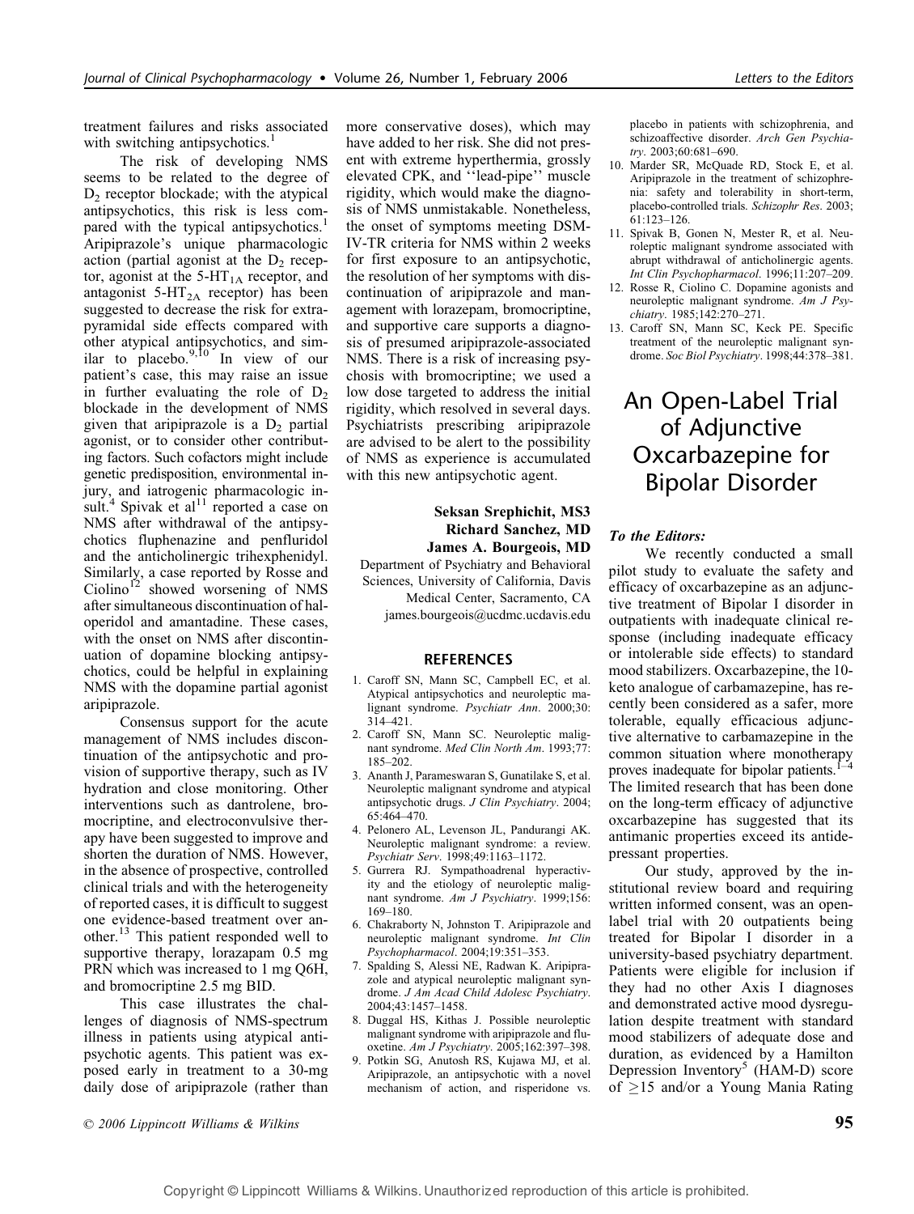treatment failures and risks associated with switching antipsychotics.[1]

The risk of developing NMS seems to be related to the degree of $D_2$ receptor blockade; with the atypical antipsychotics, this risk is less compared with the typical antipsychotics.[1] Aripiprazole's unique pharmacologic action (partial agonist at the $D_2$ receptor, agonist at the $5\text{-}HT_{1A}$ receptor, and antagonist $5\text{-}HT_{2A}$ receptor) has been suggested to decrease the risk for extrapyramidal side effects compared with other atypical antipsychotics, and similar to placebo.[9,10] In view of our patient's case, this may raise an issue in further evaluating the role of $D_2$ blockade in the development of NMS given that aripiprazole is a $D_2$ partial agonist, or to consider other contributing factors. Such cofactors might include genetic predisposition, environmental injury, and iatrogenic pharmacologic insult.[4] Spivak et al[11] reported a case on NMS after withdrawal of the antipsychotics fluphenazine and penfluridol and the anticholinergic trihexphenidyl. Similarly, a case reported by Rosse and Ciolino[12] showed worsening of NMS after simultaneous discontinuation of haloperidol and amantadine. These cases, with the onset on NMS after discontinuation of dopamine blocking antipsychotics, could be helpful in explaining NMS with the dopamine partial agonist aripiprazole.

Consensus support for the acute management of NMS includes discontinuation of the antipsychotic and provision of supportive therapy, such as IV hydration and close monitoring. Other interventions such as dantrolene, bromocriptine, and electroconvulsive therapy have been suggested to improve and shorten the duration of NMS. However, in the absence of prospective, controlled clinical trials and with the heterogeneity of reported cases, it is difficult to suggest one evidence-based treatment over another.[13] This patient responded well to supportive therapy, lorazapam 0.5 mg PRN which was increased to 1 mg Q6H, and bromocriptine 2.5 mg BID.

This case illustrates the challenges of diagnosis of NMS-spectrum illness in patients using atypical antipsychotic agents. This patient was exposed early in treatment to a 30-mg daily dose of aripiprazole (rather than more conservative doses), which may have added to her risk. She did not present with extreme hyperthermia, grossly elevated CPK, and ''lead-pipe'' muscle rigidity, which would make the diagnosis of NMS unmistakable. Nonetheless, the onset of symptoms meeting DSM-IV-TR criteria for NMS within 2 weeks for first exposure to an antipsychotic, the resolution of her symptoms with discontinuation of aripiprazole and management with lorazepam, bromocriptine, and supportive care supports a diagnosis of presumed aripiprazole-associated NMS. There is a risk of increasing psychosis with bromocriptine; we used a low dose targeted to address the initial rigidity, which resolved in several days. Psychiatrists prescribing aripiprazole are advised to be alert to the possibility of NMS as experience is accumulated with this new antipsychotic agent.

**Seksan Srephichit, MS3**
**Richard Sanchez, MD**
**James A. Bourgeois, MD**
Department of Psychiatry and Behavioral Sciences, University of California, Davis Medical Center, Sacramento, CA
james.bourgeois@ucdmc.ucdavis.edu

## REFERENCES

1. Caroff SN, Mann SC, Campbell EC, et al. Atypical antipsychotics and neuroleptic malignant syndrome. *Psychiatr Ann*. 2000;30:314–421.
2. Caroff SN, Mann SC. Neuroleptic malignant syndrome. *Med Clin North Am*. 1993;77:185–202.
3. Ananth J, Parameswaran S, Gunatilake S, et al. Neuroleptic malignant syndrome and atypical antipsychotic drugs. *J Clin Psychiatry*. 2004;65:464–470.
4. Pelonero AL, Levenson JL, Pandurangi AK. Neuroleptic malignant syndrome: a review. *Psychiatr Serv*. 1998;49:1163–1172.
5. Gurrera RJ. Sympathoadrenal hyperactivity and the etiology of neuroleptic malignant syndrome. *Am J Psychiatry*. 1999;156:169–180.
6. Chakraborty N, Johnston T. Aripiprazole and neuroleptic malignant syndrome. *Int Clin Psychopharmacol*. 2004;19:351–353.
7. Spalding S, Alessi NE, Radwan K. Aripiprazole and atypical neuroleptic malignant syndrome. *J Am Acad Child Adolesc Psychiatry*. 2004;43:1457–1458.
8. Duggal HS, Kithas J. Possible neuroleptic malignant syndrome with aripiprazole and fluoxetine. *Am J Psychiatry*. 2005;162:397–398.
9. Potkin SG, Anutosh RS, Kujawa MJ, et al. Aripiprazole, an antipsychotic with a novel mechanism of action, and risperidone vs. placebo in patients with schizophrenia, and schizoaffective disorder. *Arch Gen Psychiatry*. 2003;60:681–690.
10. Marder SR, McQuade RD, Stock E, et al. Aripiprazole in the treatment of schizophrenia: safety and tolerability in short-term, placebo-controlled trials. *Schizophr Res*. 2003;61:123–126.
11. Spivak B, Gonen N, Mester R, et al. Neuroleptic malignant syndrome associated with abrupt withdrawal of anticholinergic agents. *Int Clin Psychopharmacol*. 1996;11:207–209.
12. Rosse R, Ciolino C. Dopamine agonists and neuroleptic malignant syndrome. *Am J Psychiatry*. 1985;142:270–271.
13. Caroff SN, Mann SC, Keck PE. Specific treatment of the neuroleptic malignant syndrome. *Soc Biol Psychiatry*. 1998;44:378–381.

# An Open-Label Trial of Adjunctive Oxcarbazepine for Bipolar Disorder

***To the Editors:***

We recently conducted a small pilot study to evaluate the safety and efficacy of oxcarbazepine as an adjunctive treatment of Bipolar I disorder in outpatients with inadequate clinical response (including inadequate efficacy or intolerable side effects) to standard mood stabilizers. Oxcarbazepine, the 10-keto analogue of carbamazepine, has recently been considered as a safer, more tolerable, equally efficacious adjunctive alternative to carbamazepine in the common situation where monotherapy proves inadequate for bipolar patients.[1–4] The limited research that has been done on the long-term efficacy of adjunctive oxcarbazepine has suggested that its antimanic properties exceed its antidepressant properties.

Our study, approved by the institutional review board and requiring written informed consent, was an open-label trial with 20 outpatients being treated for Bipolar I disorder in a university-based psychiatry department. Patients were eligible for inclusion if they had no other Axis I diagnoses and demonstrated active mood dysregulation despite treatment with standard mood stabilizers of adequate dose and duration, as evidenced by a Hamilton Depression Inventory[5] (HAM-D) score of $\geq$15 and/or a Young Mania Rating